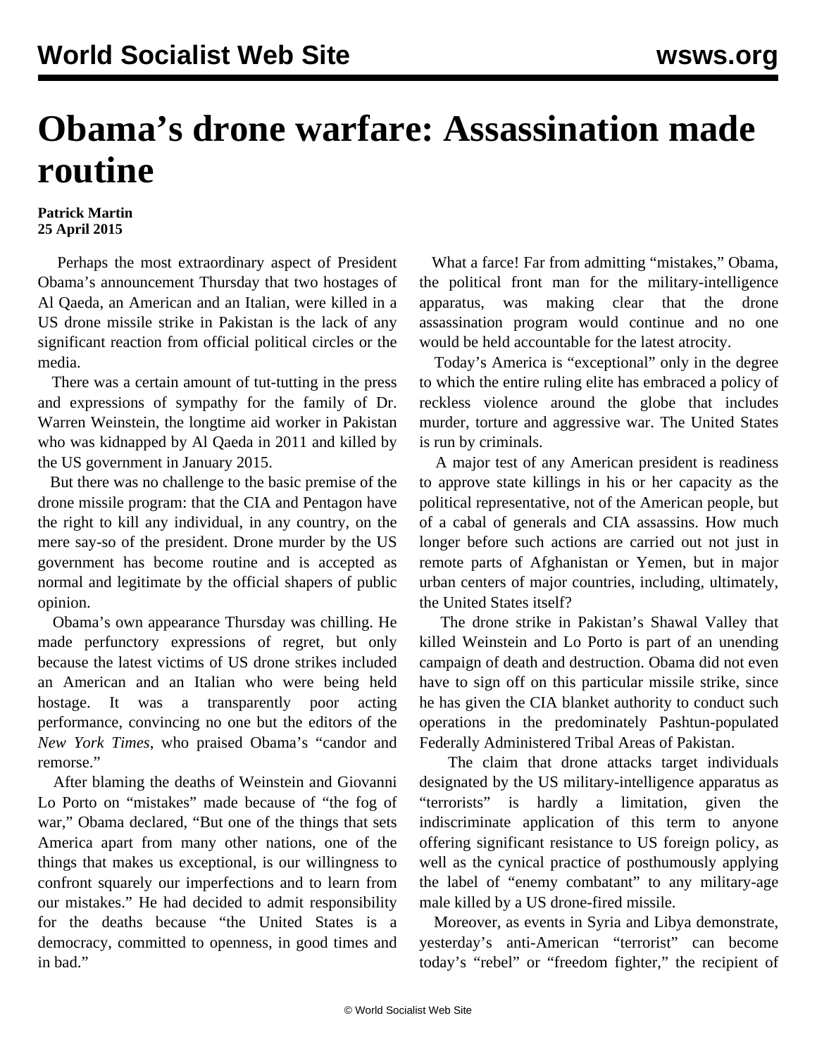# Obama's drone warfare: Assassination made routine

**Patrick Martin**
**25 April 2015**

Perhaps the most extraordinary aspect of President Obama's announcement Thursday that two hostages of Al Qaeda, an American and an Italian, were killed in a US drone missile strike in Pakistan is the lack of any significant reaction from official political circles or the media.

There was a certain amount of tut-tutting in the press and expressions of sympathy for the family of Dr. Warren Weinstein, the longtime aid worker in Pakistan who was kidnapped by Al Qaeda in 2011 and killed by the US government in January 2015.

But there was no challenge to the basic premise of the drone missile program: that the CIA and Pentagon have the right to kill any individual, in any country, on the mere say-so of the president. Drone murder by the US government has become routine and is accepted as normal and legitimate by the official shapers of public opinion.

Obama's own appearance Thursday was chilling. He made perfunctory expressions of regret, but only because the latest victims of US drone strikes included an American and an Italian who were being held hostage. It was a transparently poor acting performance, convincing no one but the editors of the *New York Times*, who praised Obama's "candor and remorse."

After blaming the deaths of Weinstein and Giovanni Lo Porto on "mistakes" made because of "the fog of war," Obama declared, "But one of the things that sets America apart from many other nations, one of the things that makes us exceptional, is our willingness to confront squarely our imperfections and to learn from our mistakes." He had decided to admit responsibility for the deaths because "the United States is a democracy, committed to openness, in good times and in bad."

What a farce! Far from admitting "mistakes," Obama, the political front man for the military-intelligence apparatus, was making clear that the drone assassination program would continue and no one would be held accountable for the latest atrocity.

Today's America is "exceptional" only in the degree to which the entire ruling elite has embraced a policy of reckless violence around the globe that includes murder, torture and aggressive war. The United States is run by criminals.

A major test of any American president is readiness to approve state killings in his or her capacity as the political representative, not of the American people, but of a cabal of generals and CIA assassins. How much longer before such actions are carried out not just in remote parts of Afghanistan or Yemen, but in major urban centers of major countries, including, ultimately, the United States itself?

The drone strike in Pakistan's Shawal Valley that killed Weinstein and Lo Porto is part of an unending campaign of death and destruction. Obama did not even have to sign off on this particular missile strike, since he has given the CIA blanket authority to conduct such operations in the predominately Pashtun-populated Federally Administered Tribal Areas of Pakistan.

The claim that drone attacks target individuals designated by the US military-intelligence apparatus as "terrorists" is hardly a limitation, given the indiscriminate application of this term to anyone offering significant resistance to US foreign policy, as well as the cynical practice of posthumously applying the label of "enemy combatant" to any military-age male killed by a US drone-fired missile.

Moreover, as events in Syria and Libya demonstrate, yesterday's anti-American "terrorist" can become today's "rebel" or "freedom fighter," the recipient of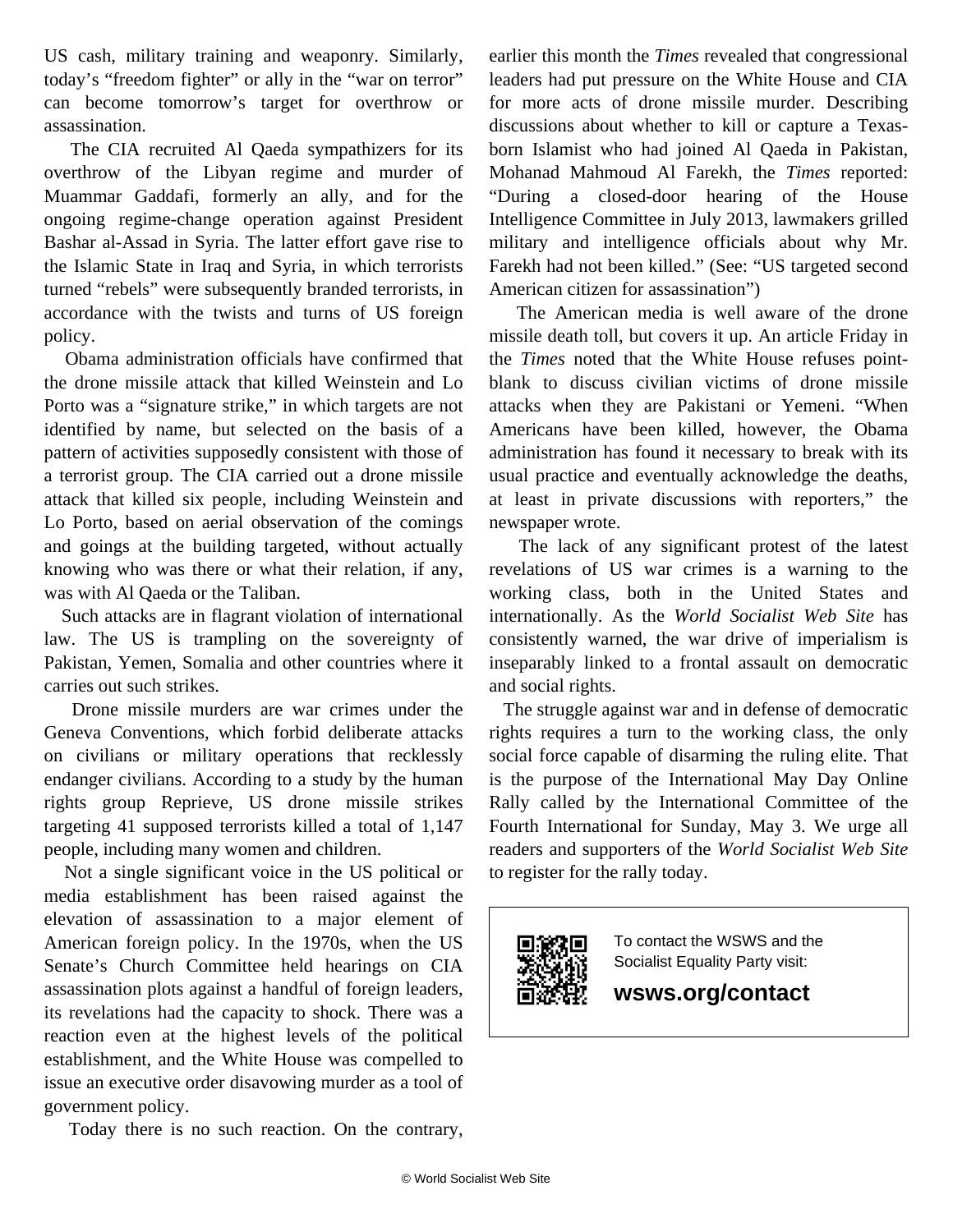US cash, military training and weaponry. Similarly, today's "freedom fighter" or ally in the "war on terror" can become tomorrow's target for overthrow or assassination.

The CIA recruited Al Qaeda sympathizers for its overthrow of the Libyan regime and murder of Muammar Gaddafi, formerly an ally, and for the ongoing regime-change operation against President Bashar al-Assad in Syria. The latter effort gave rise to the Islamic State in Iraq and Syria, in which terrorists turned "rebels" were subsequently branded terrorists, in accordance with the twists and turns of US foreign policy.

Obama administration officials have confirmed that the drone missile attack that killed Weinstein and Lo Porto was a "signature strike," in which targets are not identified by name, but selected on the basis of a pattern of activities supposedly consistent with those of a terrorist group. The CIA carried out a drone missile attack that killed six people, including Weinstein and Lo Porto, based on aerial observation of the comings and goings at the building targeted, without actually knowing who was there or what their relation, if any, was with Al Qaeda or the Taliban.

Such attacks are in flagrant violation of international law. The US is trampling on the sovereignty of Pakistan, Yemen, Somalia and other countries where it carries out such strikes.

Drone missile murders are war crimes under the Geneva Conventions, which forbid deliberate attacks on civilians or military operations that recklessly endanger civilians. According to a study by the human rights group Reprieve, US drone missile strikes targeting 41 supposed terrorists killed a total of 1,147 people, including many women and children.

Not a single significant voice in the US political or media establishment has been raised against the elevation of assassination to a major element of American foreign policy. In the 1970s, when the US Senate's Church Committee held hearings on CIA assassination plots against a handful of foreign leaders, its revelations had the capacity to shock. There was a reaction even at the highest levels of the political establishment, and the White House was compelled to issue an executive order disavowing murder as a tool of government policy.

Today there is no such reaction. On the contrary, earlier this month the *Times* revealed that congressional leaders had put pressure on the White House and CIA for more acts of drone missile murder. Describing discussions about whether to kill or capture a Texas-born Islamist who had joined Al Qaeda in Pakistan, Mohanad Mahmoud Al Farekh, the *Times* reported: "During a closed-door hearing of the House Intelligence Committee in July 2013, lawmakers grilled military and intelligence officials about why Mr. Farekh had not been killed." (See: "US targeted second American citizen for assassination")

The American media is well aware of the drone missile death toll, but covers it up. An article Friday in the *Times* noted that the White House refuses point-blank to discuss civilian victims of drone missile attacks when they are Pakistani or Yemeni. "When Americans have been killed, however, the Obama administration has found it necessary to break with its usual practice and eventually acknowledge the deaths, at least in private discussions with reporters," the newspaper wrote.

The lack of any significant protest of the latest revelations of US war crimes is a warning to the working class, both in the United States and internationally. As the *World Socialist Web Site* has consistently warned, the war drive of imperialism is inseparably linked to a frontal assault on democratic and social rights.

The struggle against war and in defense of democratic rights requires a turn to the working class, the only social force capable of disarming the ruling elite. That is the purpose of the International May Day Online Rally called by the International Committee of the Fourth International for Sunday, May 3. We urge all readers and supporters of the *World Socialist Web Site* to register for the rally today.

To contact the WSWS and the Socialist Equality Party visit:

**wsws.org/contact**